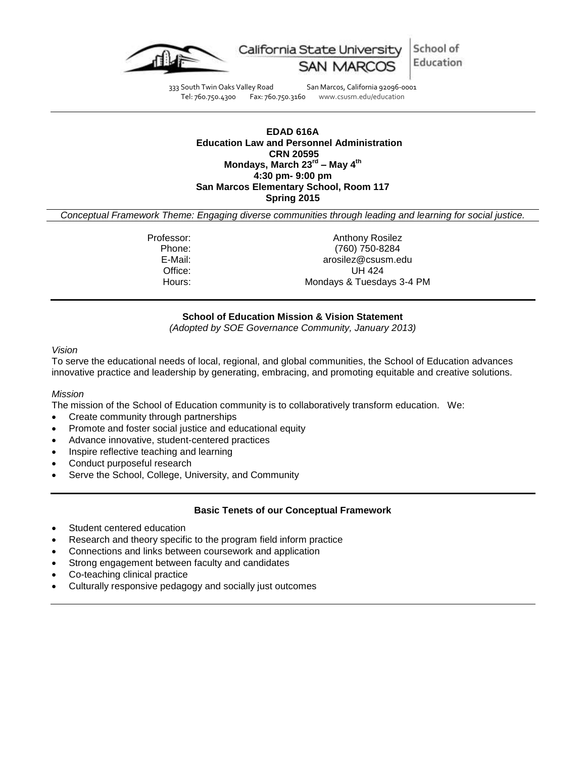California State University SAN MARCOS | School of Education

333 South Twin Oaks Valley Road San Marcos, California 92096-0001
Tel: 760.750.4300 Fax: 760.750.3160 www.csusm.edu/education

**EDAD 616A**
**Education Law and Personnel Administration**
**CRN 20595**
**Mondays, March 23rd – May 4th**
**4:30 pm- 9:00 pm**
**San Marcos Elementary School, Room 117**
**Spring 2015**

*Conceptual Framework Theme: Engaging diverse communities through leading and learning for social justice.*

| | |
|---|---|
| Professor: | Anthony Rosilez |
| Phone: | (760) 750-8284 |
| E-Mail: | arosilez@csusm.edu |
| Office: | UH 424 |
| Hours: | Mondays & Tuesdays 3-4 PM |

## School of Education Mission & Vision Statement

*(Adopted by SOE Governance Community, January 2013)*

*Vision*

To serve the educational needs of local, regional, and global communities, the School of Education advances innovative practice and leadership by generating, embracing, and promoting equitable and creative solutions.

*Mission*

The mission of the School of Education community is to collaboratively transform education. We:

- Create community through partnerships
- Promote and foster social justice and educational equity
- Advance innovative, student-centered practices
- Inspire reflective teaching and learning
- Conduct purposeful research
- Serve the School, College, University, and Community

## Basic Tenets of our Conceptual Framework

- Student centered education
- Research and theory specific to the program field inform practice
- Connections and links between coursework and application
- Strong engagement between faculty and candidates
- Co-teaching clinical practice
- Culturally responsive pedagogy and socially just outcomes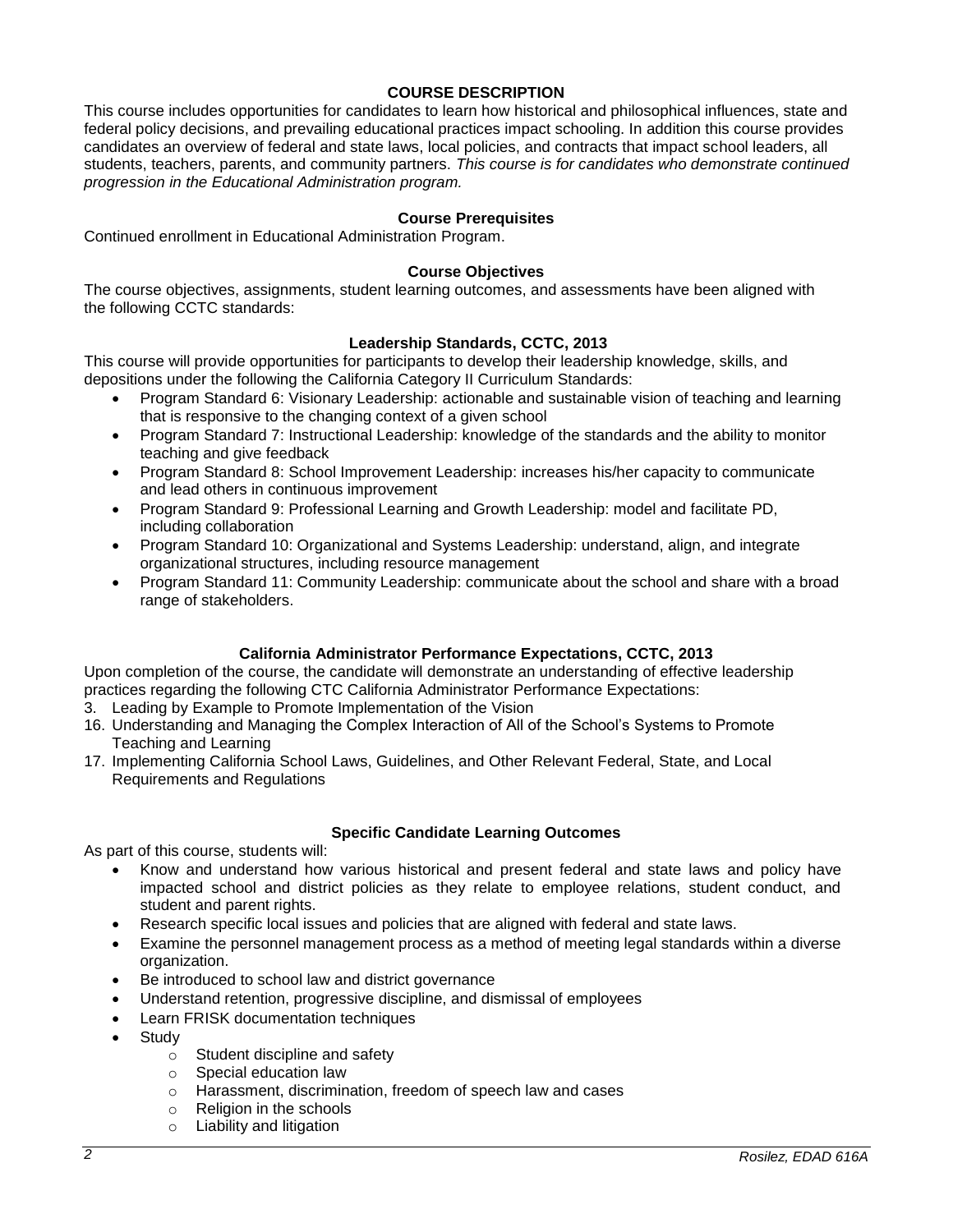## COURSE DESCRIPTION

This course includes opportunities for candidates to learn how historical and philosophical influences, state and federal policy decisions, and prevailing educational practices impact schooling. In addition this course provides candidates an overview of federal and state laws, local policies, and contracts that impact school leaders, all students, teachers, parents, and community partners. *This course is for candidates who demonstrate continued progression in the Educational Administration program.*

### Course Prerequisites

Continued enrollment in Educational Administration Program.

### Course Objectives

The course objectives, assignments, student learning outcomes, and assessments have been aligned with the following CCTC standards:

### Leadership Standards, CCTC, 2013

This course will provide opportunities for participants to develop their leadership knowledge, skills, and depositions under the following the California Category II Curriculum Standards:

- Program Standard 6: Visionary Leadership: actionable and sustainable vision of teaching and learning that is responsive to the changing context of a given school
- Program Standard 7: Instructional Leadership: knowledge of the standards and the ability to monitor teaching and give feedback
- Program Standard 8: School Improvement Leadership: increases his/her capacity to communicate and lead others in continuous improvement
- Program Standard 9: Professional Learning and Growth Leadership: model and facilitate PD, including collaboration
- Program Standard 10: Organizational and Systems Leadership: understand, align, and integrate organizational structures, including resource management
- Program Standard 11: Community Leadership: communicate about the school and share with a broad range of stakeholders.

### California Administrator Performance Expectations, CCTC, 2013

Upon completion of the course, the candidate will demonstrate an understanding of effective leadership practices regarding the following CTC California Administrator Performance Expectations:

3. Leading by Example to Promote Implementation of the Vision
16. Understanding and Managing the Complex Interaction of All of the School's Systems to Promote Teaching and Learning
17. Implementing California School Laws, Guidelines, and Other Relevant Federal, State, and Local Requirements and Regulations

### Specific Candidate Learning Outcomes

As part of this course, students will:

- Know and understand how various historical and present federal and state laws and policy have impacted school and district policies as they relate to employee relations, student conduct, and student and parent rights.
- Research specific local issues and policies that are aligned with federal and state laws.
- Examine the personnel management process as a method of meeting legal standards within a diverse organization.
- Be introduced to school law and district governance
- Understand retention, progressive discipline, and dismissal of employees
- Learn FRISK documentation techniques
- Study
  - Student discipline and safety
  - Special education law
  - Harassment, discrimination, freedom of speech law and cases
  - Religion in the schools
  - Liability and litigation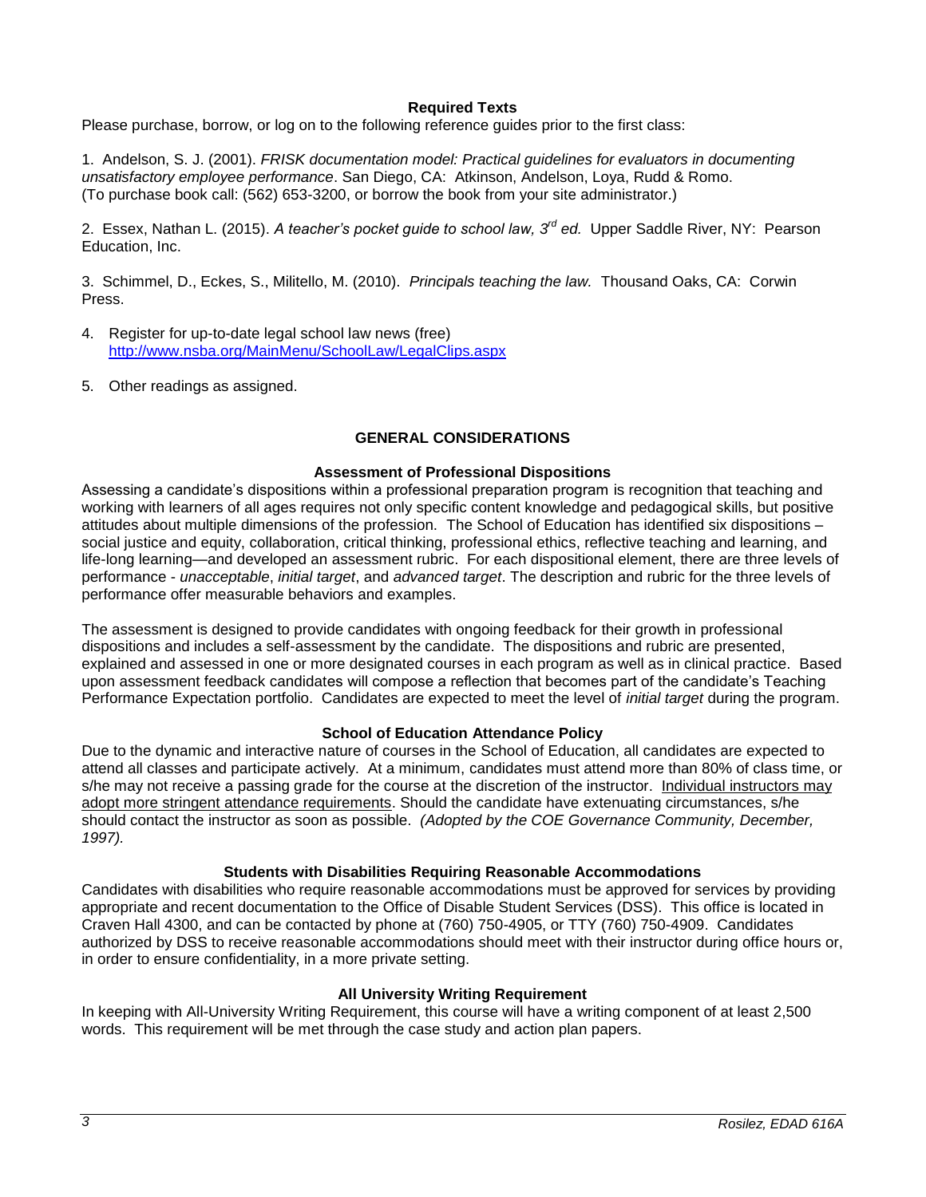### Required Texts

Please purchase, borrow, or log on to the following reference guides prior to the first class:

1. Andelson, S. J. (2001). *FRISK documentation model: Practical guidelines for evaluators in documenting unsatisfactory employee performance*. San Diego, CA: Atkinson, Andelson, Loya, Rudd & Romo. (To purchase book call: (562) 653-3200, or borrow the book from your site administrator.)

2. Essex, Nathan L. (2015). *A teacher's pocket guide to school law, 3rd ed.* Upper Saddle River, NY: Pearson Education, Inc.

3. Schimmel, D., Eckes, S., Militello, M. (2010). *Principals teaching the law.* Thousand Oaks, CA: Corwin Press.

4. Register for up-to-date legal school law news (free) [http://www.nsba.org/MainMenu/SchoolLaw/LegalClips.aspx](http://www.nsba.org/MainMenu/SchoolLaw/LegalClips.aspx)

5. Other readings as assigned.

## GENERAL CONSIDERATIONS

### Assessment of Professional Dispositions

Assessing a candidate's dispositions within a professional preparation program is recognition that teaching and working with learners of all ages requires not only specific content knowledge and pedagogical skills, but positive attitudes about multiple dimensions of the profession. The School of Education has identified six dispositions – social justice and equity, collaboration, critical thinking, professional ethics, reflective teaching and learning, and life-long learning—and developed an assessment rubric. For each dispositional element, there are three levels of performance - *unacceptable*, *initial target*, and *advanced target*. The description and rubric for the three levels of performance offer measurable behaviors and examples.

The assessment is designed to provide candidates with ongoing feedback for their growth in professional dispositions and includes a self-assessment by the candidate. The dispositions and rubric are presented, explained and assessed in one or more designated courses in each program as well as in clinical practice. Based upon assessment feedback candidates will compose a reflection that becomes part of the candidate's Teaching Performance Expectation portfolio. Candidates are expected to meet the level of *initial target* during the program.

### School of Education Attendance Policy

Due to the dynamic and interactive nature of courses in the School of Education, all candidates are expected to attend all classes and participate actively. At a minimum, candidates must attend more than 80% of class time, or s/he may not receive a passing grade for the course at the discretion of the instructor. Individual instructors may adopt more stringent attendance requirements. Should the candidate have extenuating circumstances, s/he should contact the instructor as soon as possible. *(Adopted by the COE Governance Community, December, 1997).*

### Students with Disabilities Requiring Reasonable Accommodations

Candidates with disabilities who require reasonable accommodations must be approved for services by providing appropriate and recent documentation to the Office of Disable Student Services (DSS). This office is located in Craven Hall 4300, and can be contacted by phone at (760) 750-4905, or TTY (760) 750-4909. Candidates authorized by DSS to receive reasonable accommodations should meet with their instructor during office hours or, in order to ensure confidentiality, in a more private setting.

### All University Writing Requirement

In keeping with All-University Writing Requirement, this course will have a writing component of at least 2,500 words. This requirement will be met through the case study and action plan papers.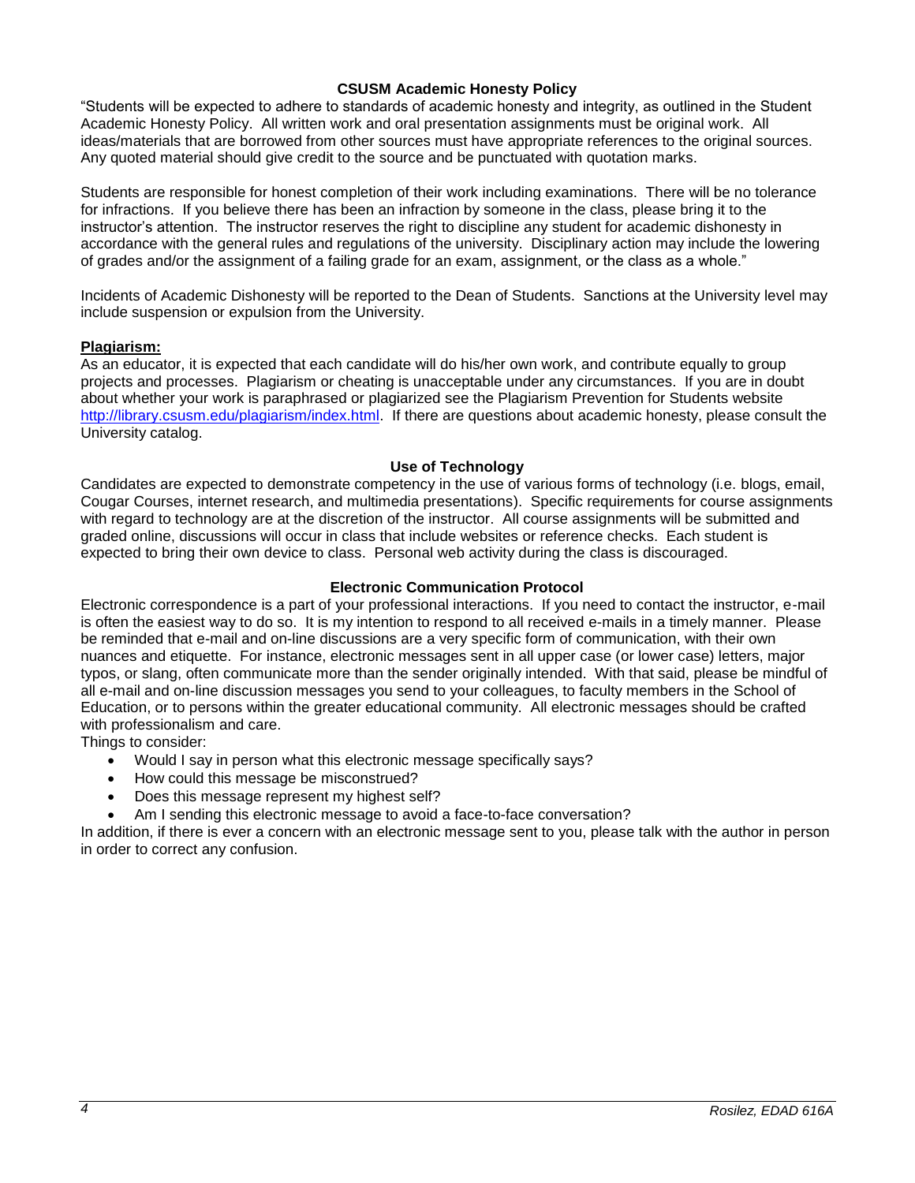### CSUSM Academic Honesty Policy

"Students will be expected to adhere to standards of academic honesty and integrity, as outlined in the Student Academic Honesty Policy. All written work and oral presentation assignments must be original work. All ideas/materials that are borrowed from other sources must have appropriate references to the original sources. Any quoted material should give credit to the source and be punctuated with quotation marks.

Students are responsible for honest completion of their work including examinations. There will be no tolerance for infractions. If you believe there has been an infraction by someone in the class, please bring it to the instructor's attention. The instructor reserves the right to discipline any student for academic dishonesty in accordance with the general rules and regulations of the university. Disciplinary action may include the lowering of grades and/or the assignment of a failing grade for an exam, assignment, or the class as a whole."

Incidents of Academic Dishonesty will be reported to the Dean of Students. Sanctions at the University level may include suspension or expulsion from the University.

**Plagiarism:**

As an educator, it is expected that each candidate will do his/her own work, and contribute equally to group projects and processes. Plagiarism or cheating is unacceptable under any circumstances. If you are in doubt about whether your work is paraphrased or plagiarized see the Plagiarism Prevention for Students website http://library.csusm.edu/plagiarism/index.html. If there are questions about academic honesty, please consult the University catalog.

### Use of Technology

Candidates are expected to demonstrate competency in the use of various forms of technology (i.e. blogs, email, Cougar Courses, internet research, and multimedia presentations). Specific requirements for course assignments with regard to technology are at the discretion of the instructor. All course assignments will be submitted and graded online, discussions will occur in class that include websites or reference checks. Each student is expected to bring their own device to class. Personal web activity during the class is discouraged.

### Electronic Communication Protocol

Electronic correspondence is a part of your professional interactions. If you need to contact the instructor, e-mail is often the easiest way to do so. It is my intention to respond to all received e-mails in a timely manner. Please be reminded that e-mail and on-line discussions are a very specific form of communication, with their own nuances and etiquette. For instance, electronic messages sent in all upper case (or lower case) letters, major typos, or slang, often communicate more than the sender originally intended. With that said, please be mindful of all e-mail and on-line discussion messages you send to your colleagues, to faculty members in the School of Education, or to persons within the greater educational community. All electronic messages should be crafted with professionalism and care.

Things to consider:

- Would I say in person what this electronic message specifically says?
- How could this message be misconstrued?
- Does this message represent my highest self?
- Am I sending this electronic message to avoid a face-to-face conversation?

In addition, if there is ever a concern with an electronic message sent to you, please talk with the author in person in order to correct any confusion.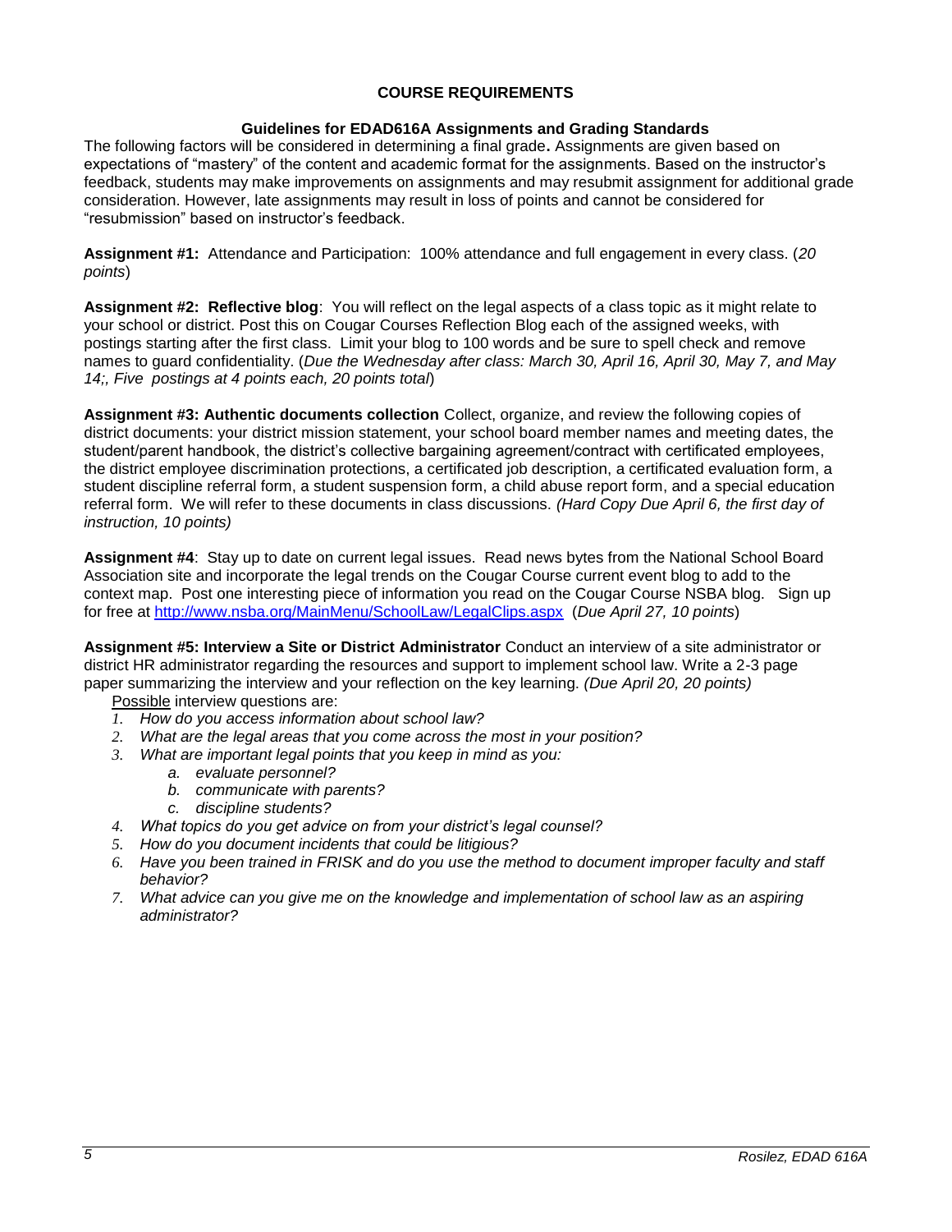## COURSE REQUIREMENTS

### Guidelines for EDAD616A Assignments and Grading Standards

The following factors will be considered in determining a final grade**.** Assignments are given based on expectations of "mastery" of the content and academic format for the assignments. Based on the instructor's feedback, students may make improvements on assignments and may resubmit assignment for additional grade consideration. However, late assignments may result in loss of points and cannot be considered for "resubmission" based on instructor's feedback.

**Assignment #1:** Attendance and Participation: 100% attendance and full engagement in every class. (*20 points*)

**Assignment #2: Reflective blog**: You will reflect on the legal aspects of a class topic as it might relate to your school or district. Post this on Cougar Courses Reflection Blog each of the assigned weeks, with postings starting after the first class. Limit your blog to 100 words and be sure to spell check and remove names to guard confidentiality. (*Due the Wednesday after class: March 30, April 16, April 30, May 7, and May 14;, Five postings at 4 points each, 20 points total*)

**Assignment #3: Authentic documents collection** Collect, organize, and review the following copies of district documents: your district mission statement, your school board member names and meeting dates, the student/parent handbook, the district's collective bargaining agreement/contract with certificated employees, the district employee discrimination protections, a certificated job description, a certificated evaluation form, a student discipline referral form, a student suspension form, a child abuse report form, and a special education referral form. We will refer to these documents in class discussions. *(Hard Copy Due April 6, the first day of instruction, 10 points)*

**Assignment #4**: Stay up to date on current legal issues. Read news bytes from the National School Board Association site and incorporate the legal trends on the Cougar Course current event blog to add to the context map. Post one interesting piece of information you read on the Cougar Course NSBA blog. Sign up for free at http://www.nsba.org/MainMenu/SchoolLaw/LegalClips.aspx (*Due April 27, 10 points*)

**Assignment #5: Interview a Site or District Administrator** Conduct an interview of a site administrator or district HR administrator regarding the resources and support to implement school law. Write a 2-3 page paper summarizing the interview and your reflection on the key learning. *(Due April 20, 20 points)*

<u>Possible</u> interview questions are:

1. *How do you access information about school law?*
2. *What are the legal areas that you come across the most in your position?*
3. *What are important legal points that you keep in mind as you:*
   a. *evaluate personnel?*
   b. *communicate with parents?*
   c. *discipline students?*
4. *What topics do you get advice on from your district's legal counsel?*
5. *How do you document incidents that could be litigious?*
6. *Have you been trained in FRISK and do you use the method to document improper faculty and staff behavior?*
7. *What advice can you give me on the knowledge and implementation of school law as an aspiring administrator?*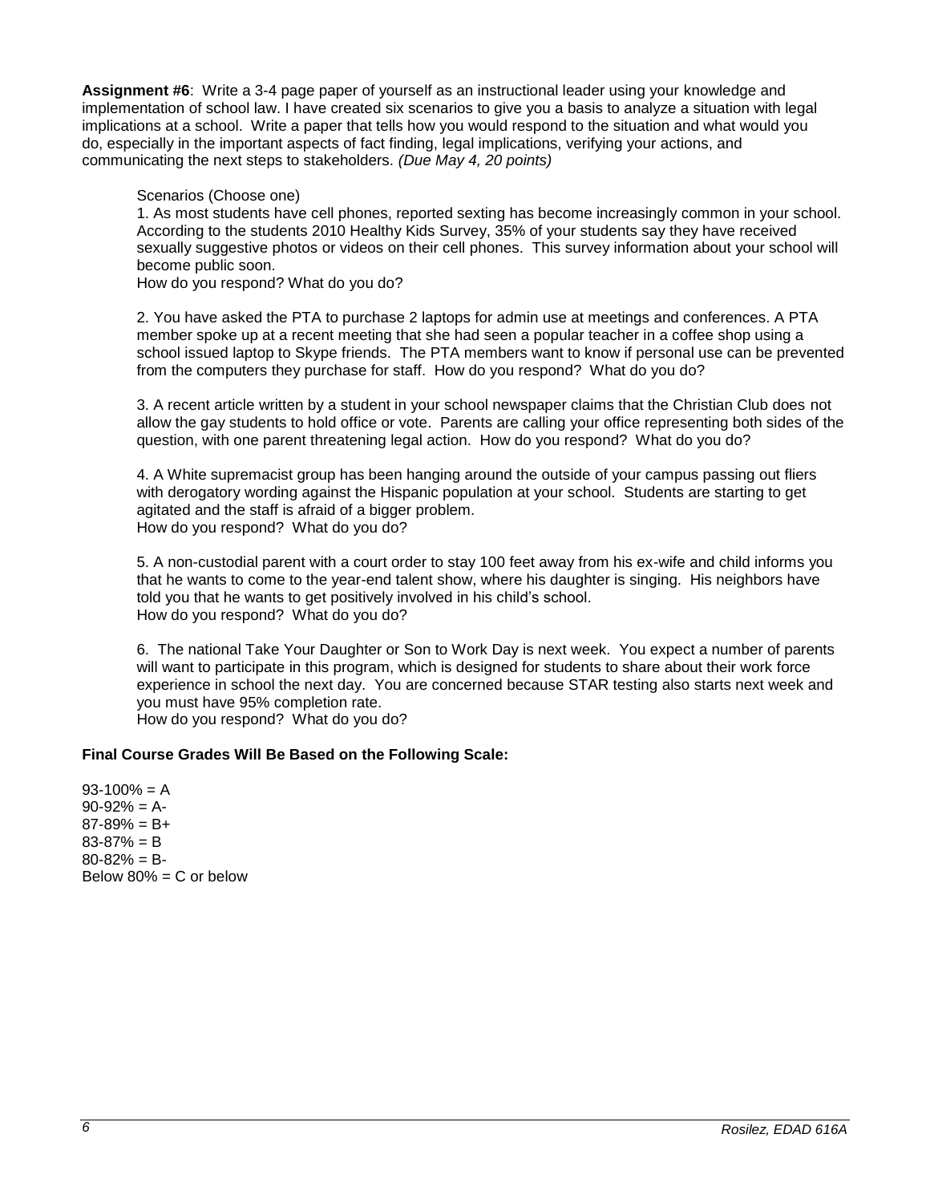**Assignment #6**: Write a 3-4 page paper of yourself as an instructional leader using your knowledge and implementation of school law. I have created six scenarios to give you a basis to analyze a situation with legal implications at a school. Write a paper that tells how you would respond to the situation and what would you do, especially in the important aspects of fact finding, legal implications, verifying your actions, and communicating the next steps to stakeholders. *(Due May 4, 20 points)*

Scenarios (Choose one)

1. As most students have cell phones, reported sexting has become increasingly common in your school. According to the students 2010 Healthy Kids Survey, 35% of your students say they have received sexually suggestive photos or videos on their cell phones. This survey information about your school will become public soon.
How do you respond? What do you do?

2. You have asked the PTA to purchase 2 laptops for admin use at meetings and conferences. A PTA member spoke up at a recent meeting that she had seen a popular teacher in a coffee shop using a school issued laptop to Skype friends. The PTA members want to know if personal use can be prevented from the computers they purchase for staff. How do you respond? What do you do?

3. A recent article written by a student in your school newspaper claims that the Christian Club does not allow the gay students to hold office or vote. Parents are calling your office representing both sides of the question, with one parent threatening legal action. How do you respond? What do you do?

4. A White supremacist group has been hanging around the outside of your campus passing out fliers with derogatory wording against the Hispanic population at your school. Students are starting to get agitated and the staff is afraid of a bigger problem.
How do you respond? What do you do?

5. A non-custodial parent with a court order to stay 100 feet away from his ex-wife and child informs you that he wants to come to the year-end talent show, where his daughter is singing. His neighbors have told you that he wants to get positively involved in his child's school.
How do you respond? What do you do?

6. The national Take Your Daughter or Son to Work Day is next week. You expect a number of parents will want to participate in this program, which is designed for students to share about their work force experience in school the next day. You are concerned because STAR testing also starts next week and you must have 95% completion rate.
How do you respond? What do you do?

**Final Course Grades Will Be Based on the Following Scale:**

93-100% = A
90-92% = A-
87-89% = B+
83-87% = B
80-82% = B-
Below 80% = C or below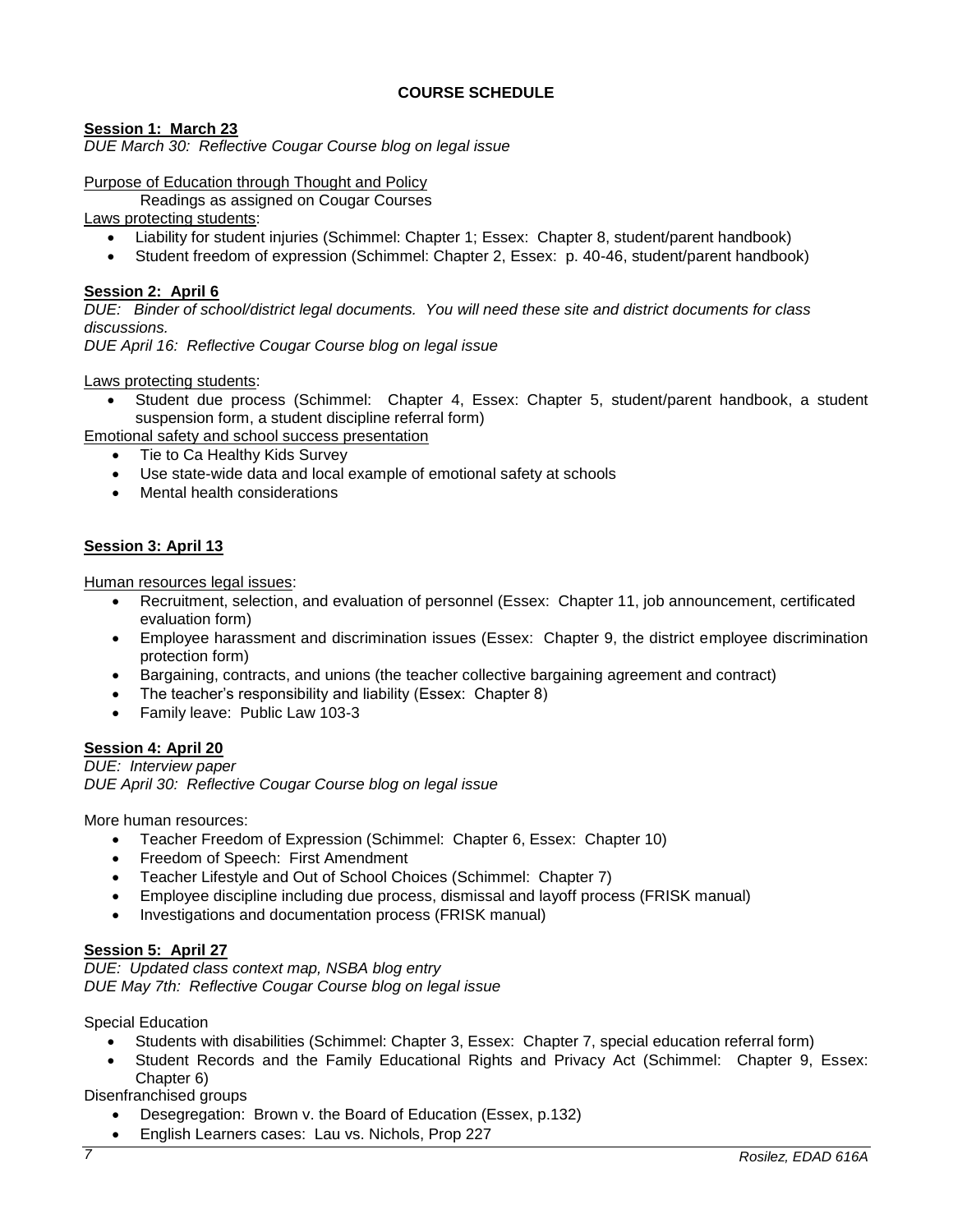## COURSE SCHEDULE

**Session 1: March 23**

*DUE March 30: Reflective Cougar Course blog on legal issue*

Purpose of Education through Thought and Policy

Readings as assigned on Cougar Courses

Laws protecting students:

- Liability for student injuries (Schimmel: Chapter 1; Essex: Chapter 8, student/parent handbook)
- Student freedom of expression (Schimmel: Chapter 2, Essex: p. 40-46, student/parent handbook)

**Session 2: April 6**

*DUE: Binder of school/district legal documents. You will need these site and district documents for class discussions.*

*DUE April 16: Reflective Cougar Course blog on legal issue*

Laws protecting students:

- Student due process (Schimmel: Chapter 4, Essex: Chapter 5, student/parent handbook, a student suspension form, a student discipline referral form)

Emotional safety and school success presentation

- Tie to Ca Healthy Kids Survey
- Use state-wide data and local example of emotional safety at schools
- Mental health considerations

**Session 3: April 13**

Human resources legal issues:

- Recruitment, selection, and evaluation of personnel (Essex: Chapter 11, job announcement, certificated evaluation form)
- Employee harassment and discrimination issues (Essex: Chapter 9, the district employee discrimination protection form)
- Bargaining, contracts, and unions (the teacher collective bargaining agreement and contract)
- The teacher's responsibility and liability (Essex: Chapter 8)
- Family leave: Public Law 103-3

**Session 4: April 20**

*DUE: Interview paper*

*DUE April 30: Reflective Cougar Course blog on legal issue*

More human resources:

- Teacher Freedom of Expression (Schimmel: Chapter 6, Essex: Chapter 10)
- Freedom of Speech: First Amendment
- Teacher Lifestyle and Out of School Choices (Schimmel: Chapter 7)
- Employee discipline including due process, dismissal and layoff process (FRISK manual)
- Investigations and documentation process (FRISK manual)

**Session 5: April 27**

*DUE: Updated class context map, NSBA blog entry*

*DUE May 7th: Reflective Cougar Course blog on legal issue*

Special Education

- Students with disabilities (Schimmel: Chapter 3, Essex: Chapter 7, special education referral form)
- Student Records and the Family Educational Rights and Privacy Act (Schimmel: Chapter 9, Essex: Chapter 6)

Disenfranchised groups

- Desegregation: Brown v. the Board of Education (Essex, p.132)
- English Learners cases: Lau vs. Nichols, Prop 227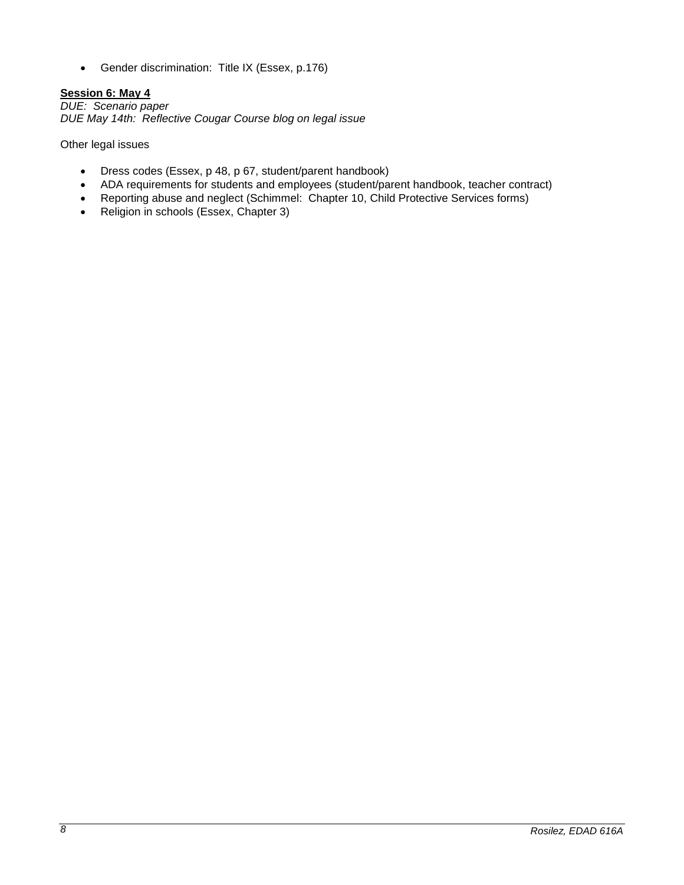- Gender discrimination: Title IX (Essex, p.176)

**Session 6: May 4**

*DUE: Scenario paper*
*DUE May 14th: Reflective Cougar Course blog on legal issue*

Other legal issues

- Dress codes (Essex, p 48, p 67, student/parent handbook)
- ADA requirements for students and employees (student/parent handbook, teacher contract)
- Reporting abuse and neglect (Schimmel: Chapter 10, Child Protective Services forms)
- Religion in schools (Essex, Chapter 3)